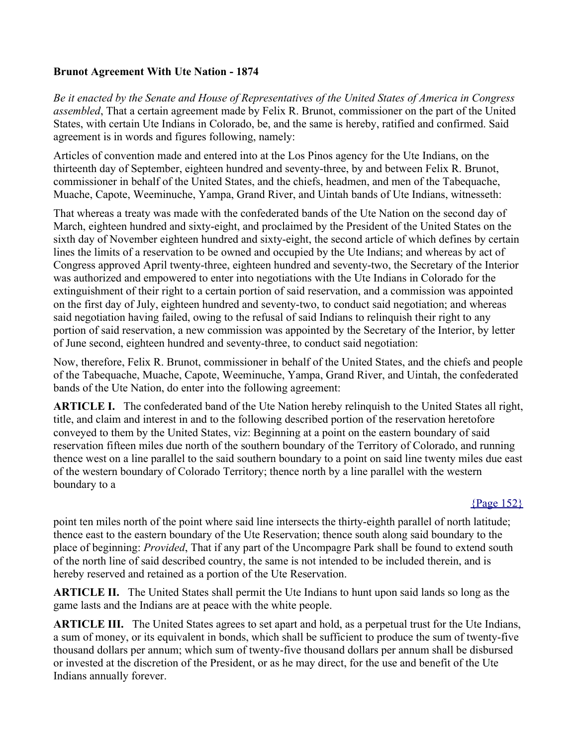**Brunot Agreement With Ute Nation - 1874**

*Be it enacted by the Senate and House of Representatives of the United States of America in Congress assembled*, That a certain agreement made by Felix R. Brunot, commissioner on the part of the United States, with certain Ute Indians in Colorado, be, and the same is hereby, ratified and confirmed. Said agreement is in words and figures following, namely:

Articles of convention made and entered into at the Los Pinos agency for the Ute Indians, on the thirteenth day of September, eighteen hundred and seventy-three, by and between Felix R. Brunot, commissioner in behalf of the United States, and the chiefs, headmen, and men of the Tabequache, Muache, Capote, Weeminuche, Yampa, Grand River, and Uintah bands of Ute Indians, witnesseth:

That whereas a treaty was made with the confederated bands of the Ute Nation on the second day of March, eighteen hundred and sixty-eight, and proclaimed by the President of the United States on the sixth day of November eighteen hundred and sixty-eight, the second article of which defines by certain lines the limits of a reservation to be owned and occupied by the Ute Indians; and whereas by act of Congress approved April twenty-three, eighteen hundred and seventy-two, the Secretary of the Interior was authorized and empowered to enter into negotiations with the Ute Indians in Colorado for the extinguishment of their right to a certain portion of said reservation, and a commission was appointed on the first day of July, eighteen hundred and seventy-two, to conduct said negotiation; and whereas said negotiation having failed, owing to the refusal of said Indians to relinquish their right to any portion of said reservation, a new commission was appointed by the Secretary of the Interior, by letter of June second, eighteen hundred and seventy-three, to conduct said negotiation:

Now, therefore, Felix R. Brunot, commissioner in behalf of the United States, and the chiefs and people of the Tabequache, Muache, Capote, Weeminuche, Yampa, Grand River, and Uintah, the confederated bands of the Ute Nation, do enter into the following agreement:

**ARTICLE I.** The confederated band of the Ute Nation hereby relinquish to the United States all right, title, and claim and interest in and to the following described portion of the reservation heretofore conveyed to them by the United States, viz: Beginning at a point on the eastern boundary of said reservation fifteen miles due north of the southern boundary of the Territory of Colorado, and running thence west on a line parallel to the said southern boundary to a point on said line twenty miles due east of the western boundary of Colorado Territory; thence north by a line parallel with the western boundary to a

{Page 152}

point ten miles north of the point where said line intersects the thirty-eighth parallel of north latitude; thence east to the eastern boundary of the Ute Reservation; thence south along said boundary to the place of beginning: *Provided*, That if any part of the Uncompagre Park shall be found to extend south of the north line of said described country, the same is not intended to be included therein, and is hereby reserved and retained as a portion of the Ute Reservation.

**ARTICLE II.** The United States shall permit the Ute Indians to hunt upon said lands so long as the game lasts and the Indians are at peace with the white people.

**ARTICLE III.** The United States agrees to set apart and hold, as a perpetual trust for the Ute Indians, a sum of money, or its equivalent in bonds, which shall be sufficient to produce the sum of twenty-five thousand dollars per annum; which sum of twenty-five thousand dollars per annum shall be disbursed or invested at the discretion of the President, or as he may direct, for the use and benefit of the Ute Indians annually forever.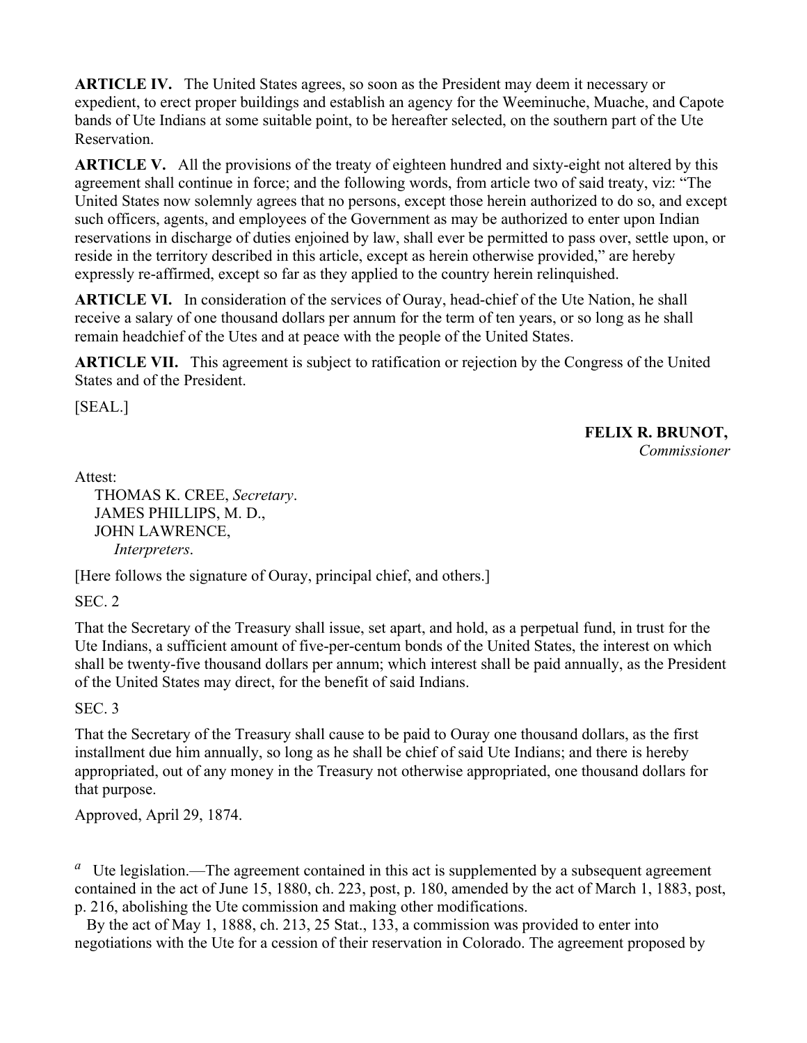**ARTICLE IV.** The United States agrees, so soon as the President may deem it necessary or expedient, to erect proper buildings and establish an agency for the Weeminuche, Muache, and Capote bands of Ute Indians at some suitable point, to be hereafter selected, on the southern part of the Ute Reservation.

**ARTICLE V.** All the provisions of the treaty of eighteen hundred and sixty-eight not altered by this agreement shall continue in force; and the following words, from article two of said treaty, viz: "The United States now solemnly agrees that no persons, except those herein authorized to do so, and except such officers, agents, and employees of the Government as may be authorized to enter upon Indian reservations in discharge of duties enjoined by law, shall ever be permitted to pass over, settle upon, or reside in the territory described in this article, except as herein otherwise provided," are hereby expressly re-affirmed, except so far as they applied to the country herein relinquished.

**ARTICLE VI.** In consideration of the services of Ouray, head-chief of the Ute Nation, he shall receive a salary of one thousand dollars per annum for the term of ten years, or so long as he shall remain headchief of the Utes and at peace with the people of the United States.

**ARTICLE VII.** This agreement is subject to ratification or rejection by the Congress of the United States and of the President.

[SEAL.]

**FELIX R. BRUNOT,**
*Commissioner*

Attest:
THOMAS K. CREE, *Secretary*.
JAMES PHILLIPS, M. D.,
JOHN LAWRENCE,
*Interpreters*.

[Here follows the signature of Ouray, principal chief, and others.]

SEC. 2

That the Secretary of the Treasury shall issue, set apart, and hold, as a perpetual fund, in trust for the Ute Indians, a sufficient amount of five-per-centum bonds of the United States, the interest on which shall be twenty-five thousand dollars per annum; which interest shall be paid annually, as the President of the United States may direct, for the benefit of said Indians.

SEC. 3

That the Secretary of the Treasury shall cause to be paid to Ouray one thousand dollars, as the first installment due him annually, so long as he shall be chief of said Ute Indians; and there is hereby appropriated, out of any money in the Treasury not otherwise appropriated, one thousand dollars for that purpose.

Approved, April 29, 1874.

[a] Ute legislation.—The agreement contained in this act is supplemented by a subsequent agreement contained in the act of June 15, 1880, ch. 223, post, p. 180, amended by the act of March 1, 1883, post, p. 216, abolishing the Ute commission and making other modifications.

By the act of May 1, 1888, ch. 213, 25 Stat., 133, a commission was provided to enter into negotiations with the Ute for a cession of their reservation in Colorado. The agreement proposed by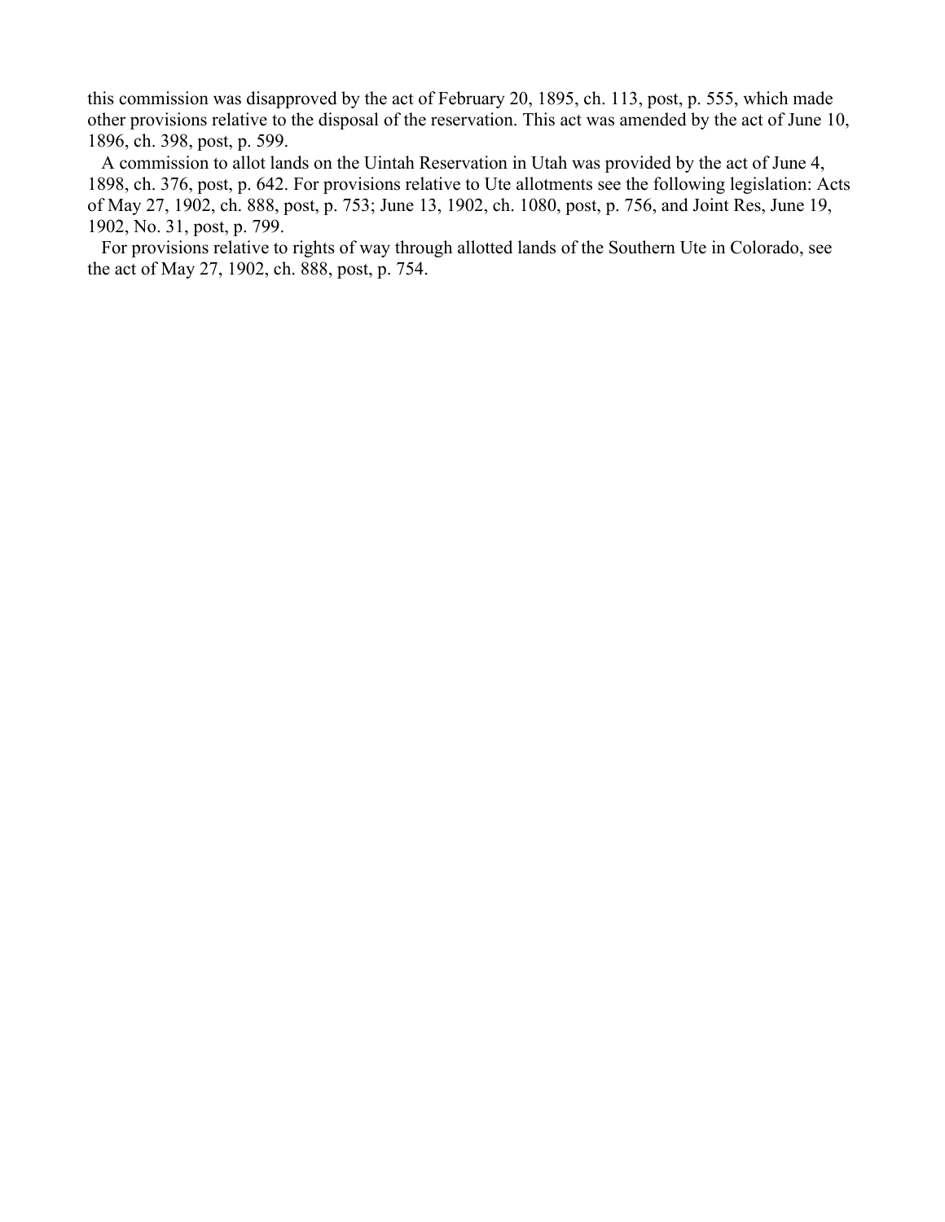this commission was disapproved by the act of February 20, 1895, ch. 113, post, p. 555, which made other provisions relative to the disposal of the reservation. This act was amended by the act of June 10, 1896, ch. 398, post, p. 599.

A commission to allot lands on the Uintah Reservation in Utah was provided by the act of June 4, 1898, ch. 376, post, p. 642. For provisions relative to Ute allotments see the following legislation: Acts of May 27, 1902, ch. 888, post, p. 753; June 13, 1902, ch. 1080, post, p. 756, and Joint Res, June 19, 1902, No. 31, post, p. 799.

For provisions relative to rights of way through allotted lands of the Southern Ute in Colorado, see the act of May 27, 1902, ch. 888, post, p. 754.